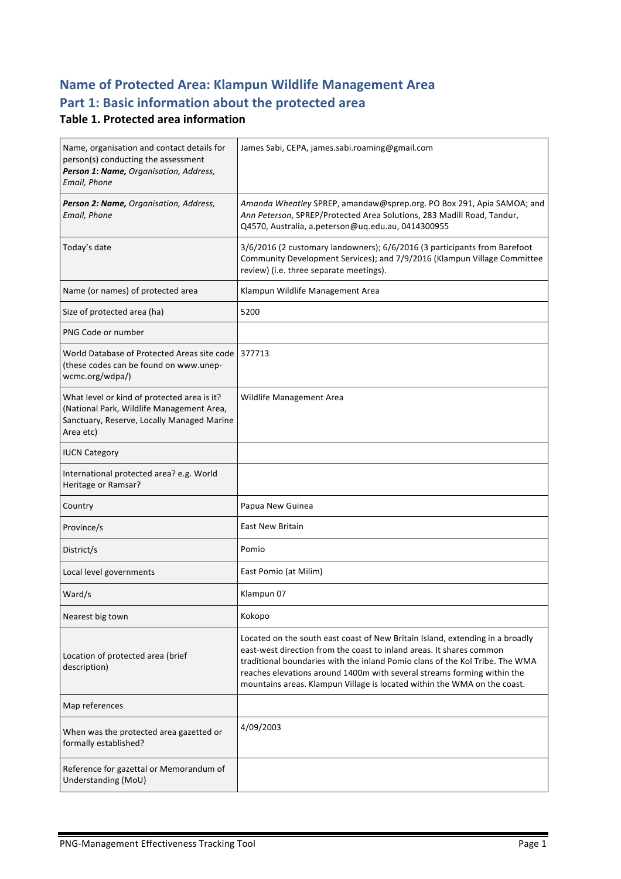# Name of Protected Area: Klampun Wildlife Management Area

# Part 1: Basic information about the protected area

### Table 1. Protected area information

| | |
|---|---|
| Name, organisation and contact details for person(s) conducting the assessment ***Person 1*: *Name,*** *Organisation, Address, Email, Phone* | James Sabi, CEPA, james.sabi.roaming@gmail.com |
| ***Person 2: Name,*** *Organisation, Address, Email, Phone* | *Amanda Wheatley* SPREP, amandaw@sprep.org. PO Box 291, Apia SAMOA; and *Ann Peterson*, SPREP/Protected Area Solutions, 283 Madill Road, Tandur, Q4570, Australia, a.peterson@uq.edu.au, 0414300955 |
| Today's date | 3/6/2016 (2 customary landowners); 6/6/2016 (3 participants from Barefoot Community Development Services); and 7/9/2016 (Klampun Village Committee review) (i.e. three separate meetings). |
| Name (or names) of protected area | Klampun Wildlife Management Area |
| Size of protected area (ha) | 5200 |
| PNG Code or number | |
| World Database of Protected Areas site code (these codes can be found on www.unep-wcmc.org/wdpa/) | 377713 |
| What level or kind of protected area is it? (National Park, Wildlife Management Area, Sanctuary, Reserve, Locally Managed Marine Area etc) | Wildlife Management Area |
| IUCN Category | |
| International protected area? e.g. World Heritage or Ramsar? | |
| Country | Papua New Guinea |
| Province/s | East New Britain |
| District/s | Pomio |
| Local level governments | East Pomio (at Milim) |
| Ward/s | Klampun 07 |
| Nearest big town | Kokopo |
| Location of protected area (brief description) | Located on the south east coast of New Britain Island, extending in a broadly east-west direction from the coast to inland areas. It shares common traditional boundaries with the inland Pomio clans of the Kol Tribe. The WMA reaches elevations around 1400m with several streams forming within the mountains areas. Klampun Village is located within the WMA on the coast. |
| Map references | |
| When was the protected area gazetted or formally established? | 4/09/2003 |
| Reference for gazettal or Memorandum of Understanding (MoU) | |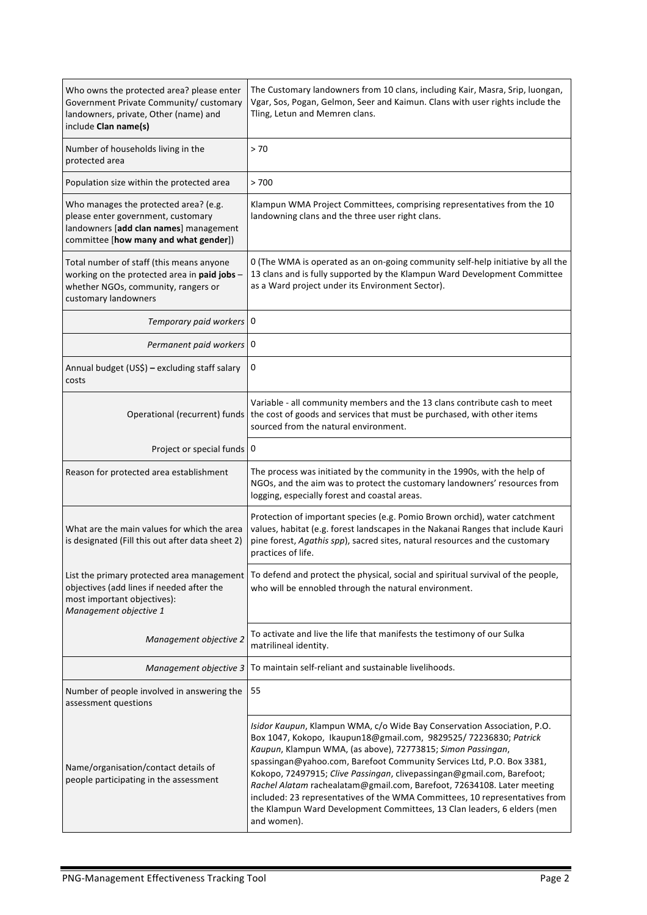| | |
|---|---|
| Who owns the protected area? please enter Government Private Community/ customary landowners, private, Other (name) and include **Clan name(s)** | The Customary landowners from 10 clans, including Kair, Masra, Srip, luongan, Vgar, Sos, Pogan, Gelmon, Seer and Kaimun. Clans with user rights include the Tling, Letun and Memren clans. |
| Number of households living in the protected area | > 70 |
| Population size within the protected area | > 700 |
| Who manages the protected area? (e.g. please enter government, customary landowners [**add clan names**] management committee [**how many and what gender**]) | Klampun WMA Project Committees, comprising representatives from the 10 landowning clans and the three user right clans. |
| Total number of staff (this means anyone working on the protected area in **paid jobs** – whether NGOs, community, rangers or customary landowners | 0 (The WMA is operated as an on-going community self-help initiative by all the 13 clans and is fully supported by the Klampun Ward Development Committee as a Ward project under its Environment Sector). |
| *Temporary paid workers* | 0 |
| *Permanent paid workers* | 0 |
| Annual budget (US$) – excluding staff salary costs | 0 |
| Operational (recurrent) funds | Variable - all community members and the 13 clans contribute cash to meet the cost of goods and services that must be purchased, with other items sourced from the natural environment. |
| Project or special funds | 0 |
| Reason for protected area establishment | The process was initiated by the community in the 1990s, with the help of NGOs, and the aim was to protect the customary landowners' resources from logging, especially forest and coastal areas. |
| What are the main values for which the area is designated (Fill this out after data sheet 2) | Protection of important species (e.g. Pomio Brown orchid), water catchment values, habitat (e.g. forest landscapes in the Nakanai Ranges that include Kauri pine forest, *Agathis spp*), sacred sites, natural resources and the customary practices of life. |
| List the primary protected area management objectives (add lines if needed after the most important objectives): *Management objective 1* | To defend and protect the physical, social and spiritual survival of the people, who will be ennobled through the natural environment. |
| *Management objective 2* | To activate and live the life that manifests the testimony of our Sulka matrilineal identity. |
| *Management objective 3* | To maintain self-reliant and sustainable livelihoods. |
| Number of people involved in answering the assessment questions | 55 |
| Name/organisation/contact details of people participating in the assessment | *Isidor Kaupun*, Klampun WMA, c/o Wide Bay Conservation Association, P.O. Box 1047, Kokopo, Ikaupun18@gmail.com, 9829525/ 72236830; *Patrick Kaupun*, Klampun WMA, (as above), 72773815; *Simon Passingan*, spassingan@yahoo.com, Barefoot Community Services Ltd, P.O. Box 3381, Kokopo, 72497915; *Clive Passingan*, clivepassingan@gmail.com, Barefoot; *Rachel Alatam* rachealatam@gmail.com, Barefoot, 72634108. Later meeting included: 23 representatives of the WMA Committees, 10 representatives from the Klampun Ward Development Committees, 13 Clan leaders, 6 elders (men and women). |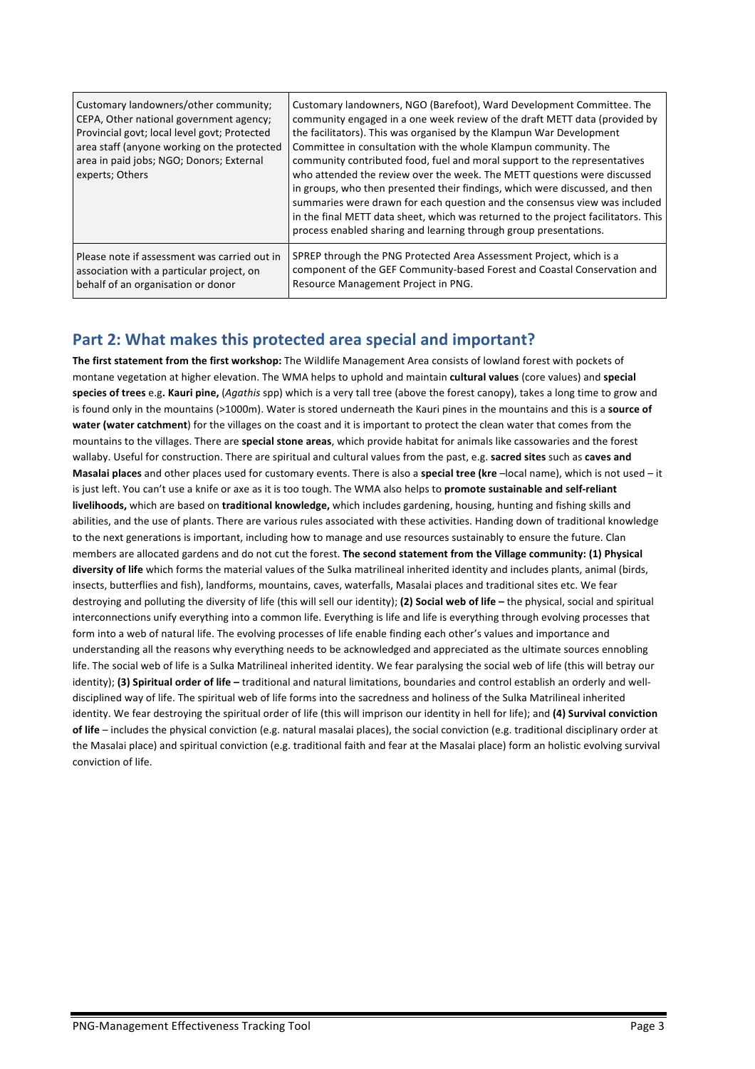| Customary landowners/other community; CEPA, Other national government agency; Provincial govt; local level govt; Protected area staff (anyone working on the protected area in paid jobs; NGO; Donors; External experts; Others | Customary landowners, NGO (Barefoot), Ward Development Committee. The community engaged in a one week review of the draft METT data (provided by the facilitators). This was organised by the Klampun War Development Committee in consultation with the whole Klampun community. The community contributed food, fuel and moral support to the representatives who attended the review over the week. The METT questions were discussed in groups, who then presented their findings, which were discussed, and then summaries were drawn for each question and the consensus view was included in the final METT data sheet, which was returned to the project facilitators. This process enabled sharing and learning through group presentations. |
|---|---|
| Please note if assessment was carried out in association with a particular project, on behalf of an organisation or donor | SPREP through the PNG Protected Area Assessment Project, which is a component of the GEF Community-based Forest and Coastal Conservation and Resource Management Project in PNG. |

## Part 2: What makes this protected area special and important?

**The first statement from the first workshop:** The Wildlife Management Area consists of lowland forest with pockets of montane vegetation at higher elevation. The WMA helps to uphold and maintain **cultural values** (core values) and **special species of trees** e.g**. Kauri pine,** (*Agathis* spp) which is a very tall tree (above the forest canopy), takes a long time to grow and is found only in the mountains (>1000m). Water is stored underneath the Kauri pines in the mountains and this is a **source of water (water catchment**) for the villages on the coast and it is important to protect the clean water that comes from the mountains to the villages. There are **special stone areas**, which provide habitat for animals like cassowaries and the forest wallaby. Useful for construction. There are spiritual and cultural values from the past, e.g. **sacred sites** such as **caves and Masalai places** and other places used for customary events. There is also a **special tree (kre** –local name), which is not used – it is just left. You can't use a knife or axe as it is too tough. The WMA also helps to **promote sustainable and self-reliant livelihoods,** which are based on **traditional knowledge,** which includes gardening, housing, hunting and fishing skills and abilities, and the use of plants. There are various rules associated with these activities. Handing down of traditional knowledge to the next generations is important, including how to manage and use resources sustainably to ensure the future. Clan members are allocated gardens and do not cut the forest. **The second statement from the Village community: (1) Physical diversity of life** which forms the material values of the Sulka matrilineal inherited identity and includes plants, animal (birds, insects, butterflies and fish), landforms, mountains, caves, waterfalls, Masalai places and traditional sites etc. We fear destroying and polluting the diversity of life (this will sell our identity); **(2) Social web of life –** the physical, social and spiritual interconnections unify everything into a common life. Everything is life and life is everything through evolving processes that form into a web of natural life. The evolving processes of life enable finding each other's values and importance and understanding all the reasons why everything needs to be acknowledged and appreciated as the ultimate sources ennobling life. The social web of life is a Sulka Matrilineal inherited identity. We fear paralysing the social web of life (this will betray our identity); **(3) Spiritual order of life –** traditional and natural limitations, boundaries and control establish an orderly and well-disciplined way of life. The spiritual web of life forms into the sacredness and holiness of the Sulka Matrilineal inherited identity. We fear destroying the spiritual order of life (this will imprison our identity in hell for life); and **(4) Survival conviction of life** – includes the physical conviction (e.g. natural masalai places), the social conviction (e.g. traditional disciplinary order at the Masalai place) and spiritual conviction (e.g. traditional faith and fear at the Masalai place) form an holistic evolving survival conviction of life.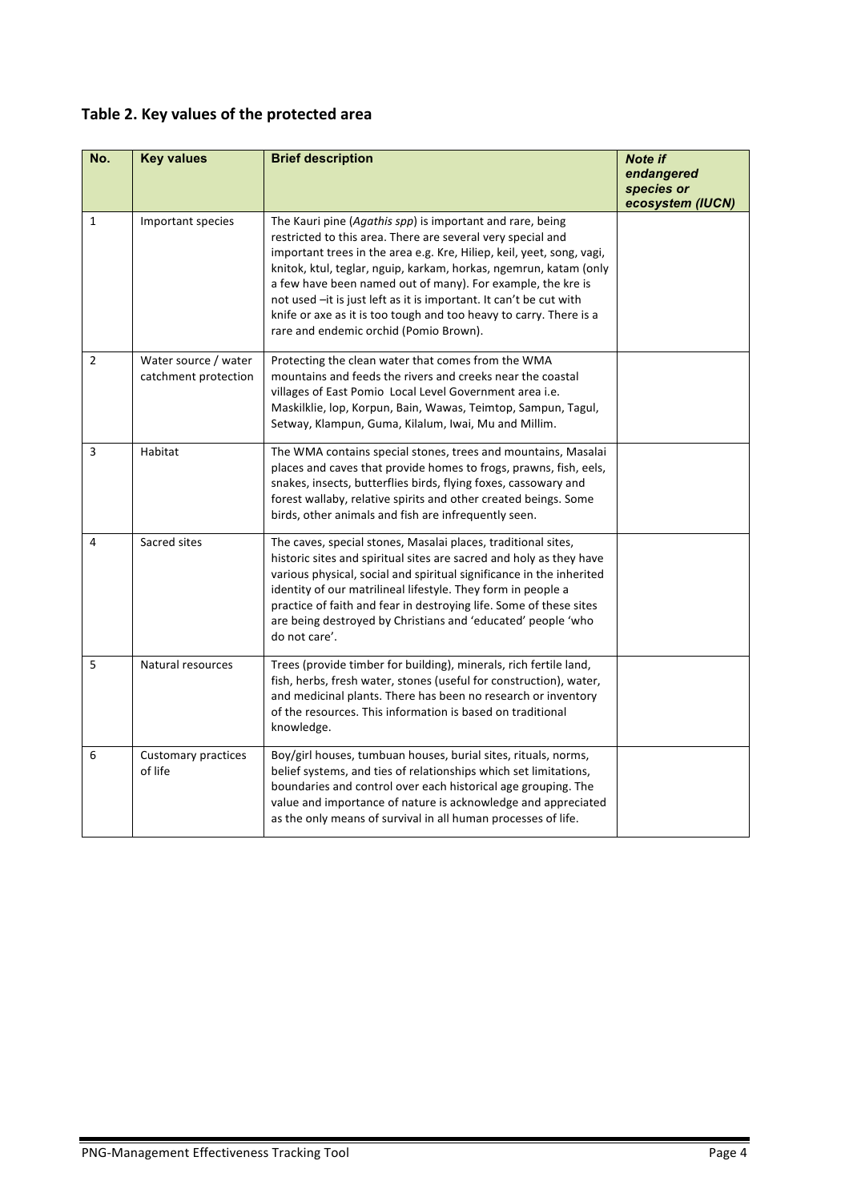## Table 2. Key values of the protected area

| No. | Key values | Brief description | *Note if endangered species or ecosystem (IUCN)* |
|---|---|---|---|
| 1 | Important species | The Kauri pine (*Agathis spp*) is important and rare, being restricted to this area. There are several very special and important trees in the area e.g. Kre, Hiliep, keil, yeet, song, vagi, knitok, ktul, teglar, nguip, karkam, horkas, ngemrun, katam (only a few have been named out of many). For example, the kre is not used –it is just left as it is important. It can't be cut with knife or axe as it is too tough and too heavy to carry. There is a rare and endemic orchid (Pomio Brown). | |
| 2 | Water source / water catchment protection | Protecting the clean water that comes from the WMA mountains and feeds the rivers and creeks near the coastal villages of East Pomio Local Level Government area i.e. Maskilklie, Iop, Korpun, Bain, Wawas, Teimtop, Sampun, Tagul, Setway, Klampun, Guma, Kilalum, Iwai, Mu and Millim. | |
| 3 | Habitat | The WMA contains special stones, trees and mountains, Masalai places and caves that provide homes to frogs, prawns, fish, eels, snakes, insects, butterflies birds, flying foxes, cassowary and forest wallaby, relative spirits and other created beings. Some birds, other animals and fish are infrequently seen. | |
| 4 | Sacred sites | The caves, special stones, Masalai places, traditional sites, historic sites and spiritual sites are sacred and holy as they have various physical, social and spiritual significance in the inherited identity of our matrilineal lifestyle. They form in people a practice of faith and fear in destroying life. Some of these sites are being destroyed by Christians and 'educated' people 'who do not care'. | |
| 5 | Natural resources | Trees (provide timber for building), minerals, rich fertile land, fish, herbs, fresh water, stones (useful for construction), water, and medicinal plants. There has been no research or inventory of the resources. This information is based on traditional knowledge. | |
| 6 | Customary practices of life | Boy/girl houses, tumbuan houses, burial sites, rituals, norms, belief systems, and ties of relationships which set limitations, boundaries and control over each historical age grouping. The value and importance of nature is acknowledge and appreciated as the only means of survival in all human processes of life. | |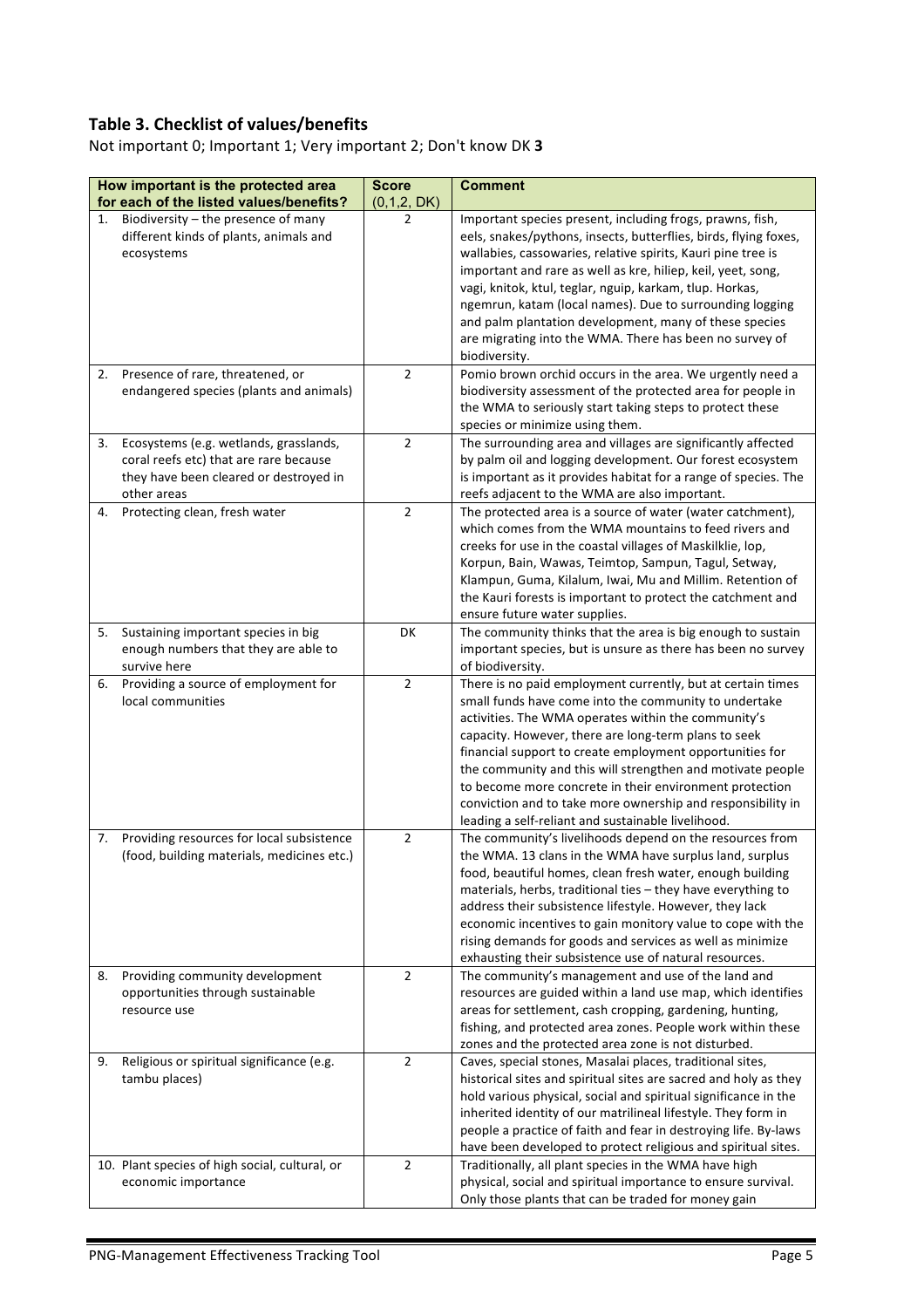### Table 3. Checklist of values/benefits

Not important 0; Important 1; Very important 2; Don't know DK **3**

| How important is the protected area for each of the listed values/benefits? | Score (0,1,2, DK) | Comment |
|---|---|---|
| 1. Biodiversity – the presence of many different kinds of plants, animals and ecosystems | 2 | Important species present, including frogs, prawns, fish, eels, snakes/pythons, insects, butterflies, birds, flying foxes, wallabies, cassowaries, relative spirits, Kauri pine tree is important and rare as well as kre, hiliep, keil, yeet, song, vagi, knitok, ktul, teglar, nguip, karkam, tlup. Horkas, ngemrun, katam (local names). Due to surrounding logging and palm plantation development, many of these species are migrating into the WMA. There has been no survey of biodiversity. |
| 2. Presence of rare, threatened, or endangered species (plants and animals) | 2 | Pomio brown orchid occurs in the area. We urgently need a biodiversity assessment of the protected area for people in the WMA to seriously start taking steps to protect these species or minimize using them. |
| 3. Ecosystems (e.g. wetlands, grasslands, coral reefs etc) that are rare because they have been cleared or destroyed in other areas | 2 | The surrounding area and villages are significantly affected by palm oil and logging development. Our forest ecosystem is important as it provides habitat for a range of species. The reefs adjacent to the WMA are also important. |
| 4. Protecting clean, fresh water | 2 | The protected area is a source of water (water catchment), which comes from the WMA mountains to feed rivers and creeks for use in the coastal villages of Maskilklie, lop, Korpun, Bain, Wawas, Teimtop, Sampun, Tagul, Setway, Klampun, Guma, Kilalum, Iwai, Mu and Millim. Retention of the Kauri forests is important to protect the catchment and ensure future water supplies. |
| 5. Sustaining important species in big enough numbers that they are able to survive here | DK | The community thinks that the area is big enough to sustain important species, but is unsure as there has been no survey of biodiversity. |
| 6. Providing a source of employment for local communities | 2 | There is no paid employment currently, but at certain times small funds have come into the community to undertake activities. The WMA operates within the community's capacity. However, there are long-term plans to seek financial support to create employment opportunities for the community and this will strengthen and motivate people to become more concrete in their environment protection conviction and to take more ownership and responsibility in leading a self-reliant and sustainable livelihood. |
| 7. Providing resources for local subsistence (food, building materials, medicines etc.) | 2 | The community's livelihoods depend on the resources from the WMA. 13 clans in the WMA have surplus land, surplus food, beautiful homes, clean fresh water, enough building materials, herbs, traditional ties – they have everything to address their subsistence lifestyle. However, they lack economic incentives to gain monitory value to cope with the rising demands for goods and services as well as minimize exhausting their subsistence use of natural resources. |
| 8. Providing community development opportunities through sustainable resource use | 2 | The community's management and use of the land and resources are guided within a land use map, which identifies areas for settlement, cash cropping, gardening, hunting, fishing, and protected area zones. People work within these zones and the protected area zone is not disturbed. |
| 9. Religious or spiritual significance (e.g. tambu places) | 2 | Caves, special stones, Masalai places, traditional sites, historical sites and spiritual sites are sacred and holy as they hold various physical, social and spiritual significance in the inherited identity of our matrilineal lifestyle. They form in people a practice of faith and fear in destroying life. By-laws have been developed to protect religious and spiritual sites. |
| 10. Plant species of high social, cultural, or economic importance | 2 | Traditionally, all plant species in the WMA have high physical, social and spiritual importance to ensure survival. Only those plants that can be traded for money gain |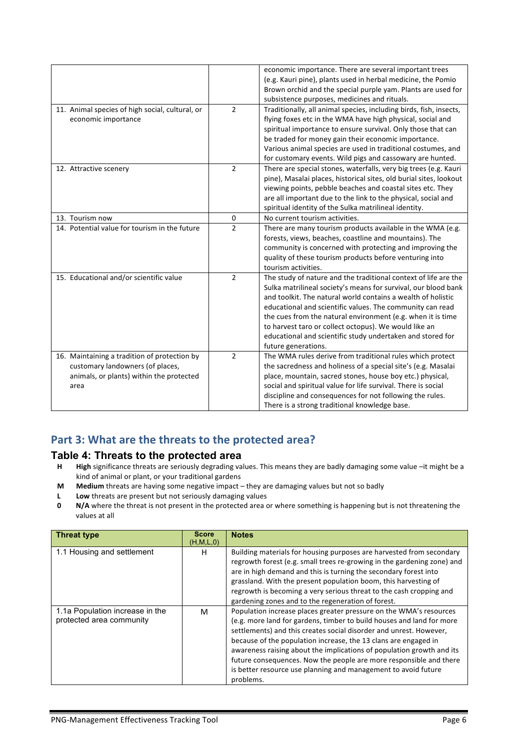| | | |
|---|---|---|
| | | economic importance. There are several important trees (e.g. Kauri pine), plants used in herbal medicine, the Pomio Brown orchid and the special purple yam. Plants are used for subsistence purposes, medicines and rituals. |
| 11. Animal species of high social, cultural, or economic importance | 2 | Traditionally, all animal species, including birds, fish, insects, flying foxes etc in the WMA have high physical, social and spiritual importance to ensure survival. Only those that can be traded for money gain their economic importance. Various animal species are used in traditional costumes, and for customary events. Wild pigs and cassowary are hunted. |
| 12. Attractive scenery | 2 | There are special stones, waterfalls, very big trees (e.g. Kauri pine), Masalai places, historical sites, old burial sites, lookout viewing points, pebble beaches and coastal sites etc. They are all important due to the link to the physical, social and spiritual identity of the Sulka matrilineal identity. |
| 13. Tourism now | 0 | No current tourism activities. |
| 14. Potential value for tourism in the future | 2 | There are many tourism products available in the WMA (e.g. forests, views, beaches, coastline and mountains). The community is concerned with protecting and improving the quality of these tourism products before venturing into tourism activities. |
| 15. Educational and/or scientific value | 2 | The study of nature and the traditional context of life are the Sulka matrilineal society's means for survival, our blood bank and toolkit. The natural world contains a wealth of holistic educational and scientific values. The community can read the cues from the natural environment (e.g. when it is time to harvest taro or collect octopus). We would like an educational and scientific study undertaken and stored for future generations. |
| 16. Maintaining a tradition of protection by customary landowners (of places, animals, or plants) within the protected area | 2 | The WMA rules derive from traditional rules which protect the sacredness and holiness of a special site's (e.g. Masalai place, mountain, sacred stones, house boy etc.) physical, social and spiritual value for life survival. There is social discipline and consequences for not following the rules. There is a strong traditional knowledge base. |

## Part 3: What are the threats to the protected area?

### Table 4: Threats to the protected area

- **H** **High** significance threats are seriously degrading values. This means they are badly damaging some value –it might be a kind of animal or plant, or your traditional gardens
- **M** **Medium** threats are having some negative impact – they are damaging values but not so badly
- **L** **Low** threats are present but not seriously damaging values
- **0** **N/A** where the threat is not present in the protected area or where something is happening but is not threatening the values at all

| Threat type | Score (H,M,L,0) | Notes |
|---|---|---|
| 1.1 Housing and settlement | H | Building materials for housing purposes are harvested from secondary regrowth forest (e.g. small trees re-growing in the gardening zone) and are in high demand and this is turning the secondary forest into grassland. With the present population boom, this harvesting of regrowth is becoming a very serious threat to the cash cropping and gardening zones and to the regeneration of forest. |
| 1.1a Population increase in the protected area community | M | Population increase places greater pressure on the WMA's resources (e.g. more land for gardens, timber to build houses and land for more settlements) and this creates social disorder and unrest. However, because of the population increase, the 13 clans are engaged in awareness raising about the implications of population growth and its future consequences. Now the people are more responsible and there is better resource use planning and management to avoid future problems. |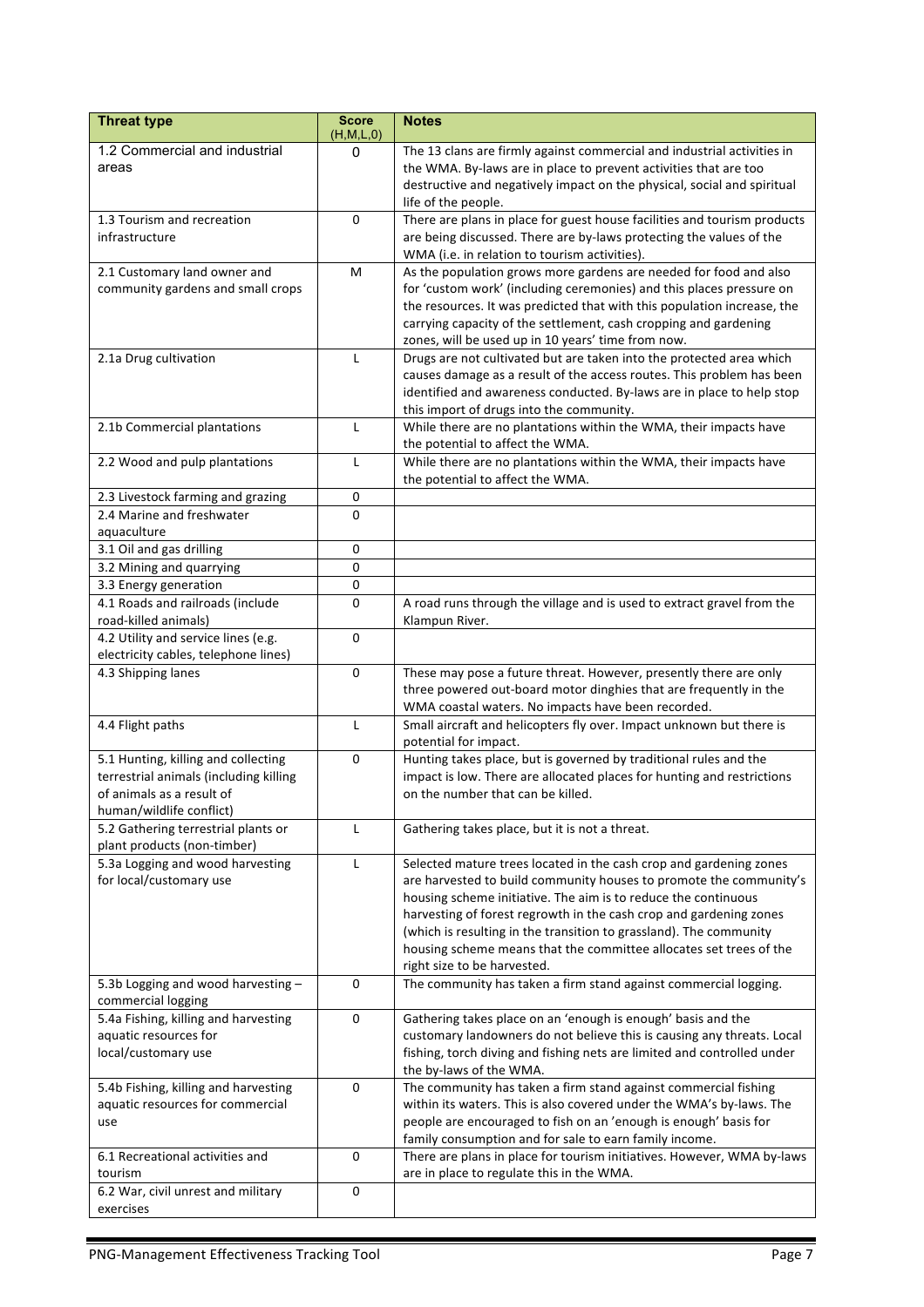| Threat type | Score (H,M,L,0) | Notes |
|---|---|---|
| 1.2 Commercial and industrial areas | 0 | The 13 clans are firmly against commercial and industrial activities in the WMA. By-laws are in place to prevent activities that are too destructive and negatively impact on the physical, social and spiritual life of the people. |
| 1.3 Tourism and recreation infrastructure | 0 | There are plans in place for guest house facilities and tourism products are being discussed. There are by-laws protecting the values of the WMA (i.e. in relation to tourism activities). |
| 2.1 Customary land owner and community gardens and small crops | M | As the population grows more gardens are needed for food and also for 'custom work' (including ceremonies) and this places pressure on the resources. It was predicted that with this population increase, the carrying capacity of the settlement, cash cropping and gardening zones, will be used up in 10 years' time from now. |
| 2.1a Drug cultivation | L | Drugs are not cultivated but are taken into the protected area which causes damage as a result of the access routes. This problem has been identified and awareness conducted. By-laws are in place to help stop this import of drugs into the community. |
| 2.1b Commercial plantations | L | While there are no plantations within the WMA, their impacts have the potential to affect the WMA. |
| 2.2 Wood and pulp plantations | L | While there are no plantations within the WMA, their impacts have the potential to affect the WMA. |
| 2.3 Livestock farming and grazing | 0 | |
| 2.4 Marine and freshwater aquaculture | 0 | |
| 3.1 Oil and gas drilling | 0 | |
| 3.2 Mining and quarrying | 0 | |
| 3.3 Energy generation | 0 | |
| 4.1 Roads and railroads (include road-killed animals) | 0 | A road runs through the village and is used to extract gravel from the Klampun River. |
| 4.2 Utility and service lines (e.g. electricity cables, telephone lines) | 0 | |
| 4.3 Shipping lanes | 0 | These may pose a future threat. However, presently there are only three powered out-board motor dinghies that are frequently in the WMA coastal waters. No impacts have been recorded. |
| 4.4 Flight paths | L | Small aircraft and helicopters fly over. Impact unknown but there is potential for impact. |
| 5.1 Hunting, killing and collecting terrestrial animals (including killing of animals as a result of human/wildlife conflict) | 0 | Hunting takes place, but is governed by traditional rules and the impact is low. There are allocated places for hunting and restrictions on the number that can be killed. |
| 5.2 Gathering terrestrial plants or plant products (non-timber) | L | Gathering takes place, but it is not a threat. |
| 5.3a Logging and wood harvesting for local/customary use | L | Selected mature trees located in the cash crop and gardening zones are harvested to build community houses to promote the community's housing scheme initiative. The aim is to reduce the continuous harvesting of forest regrowth in the cash crop and gardening zones (which is resulting in the transition to grassland). The community housing scheme means that the committee allocates set trees of the right size to be harvested. |
| 5.3b Logging and wood harvesting – commercial logging | 0 | The community has taken a firm stand against commercial logging. |
| 5.4a Fishing, killing and harvesting aquatic resources for local/customary use | 0 | Gathering takes place on an 'enough is enough' basis and the customary landowners do not believe this is causing any threats. Local fishing, torch diving and fishing nets are limited and controlled under the by-laws of the WMA. |
| 5.4b Fishing, killing and harvesting aquatic resources for commercial use | 0 | The community has taken a firm stand against commercial fishing within its waters. This is also covered under the WMA's by-laws. The people are encouraged to fish on an 'enough is enough' basis for family consumption and for sale to earn family income. |
| 6.1 Recreational activities and tourism | 0 | There are plans in place for tourism initiatives. However, WMA by-laws are in place to regulate this in the WMA. |
| 6.2 War, civil unrest and military exercises | 0 | |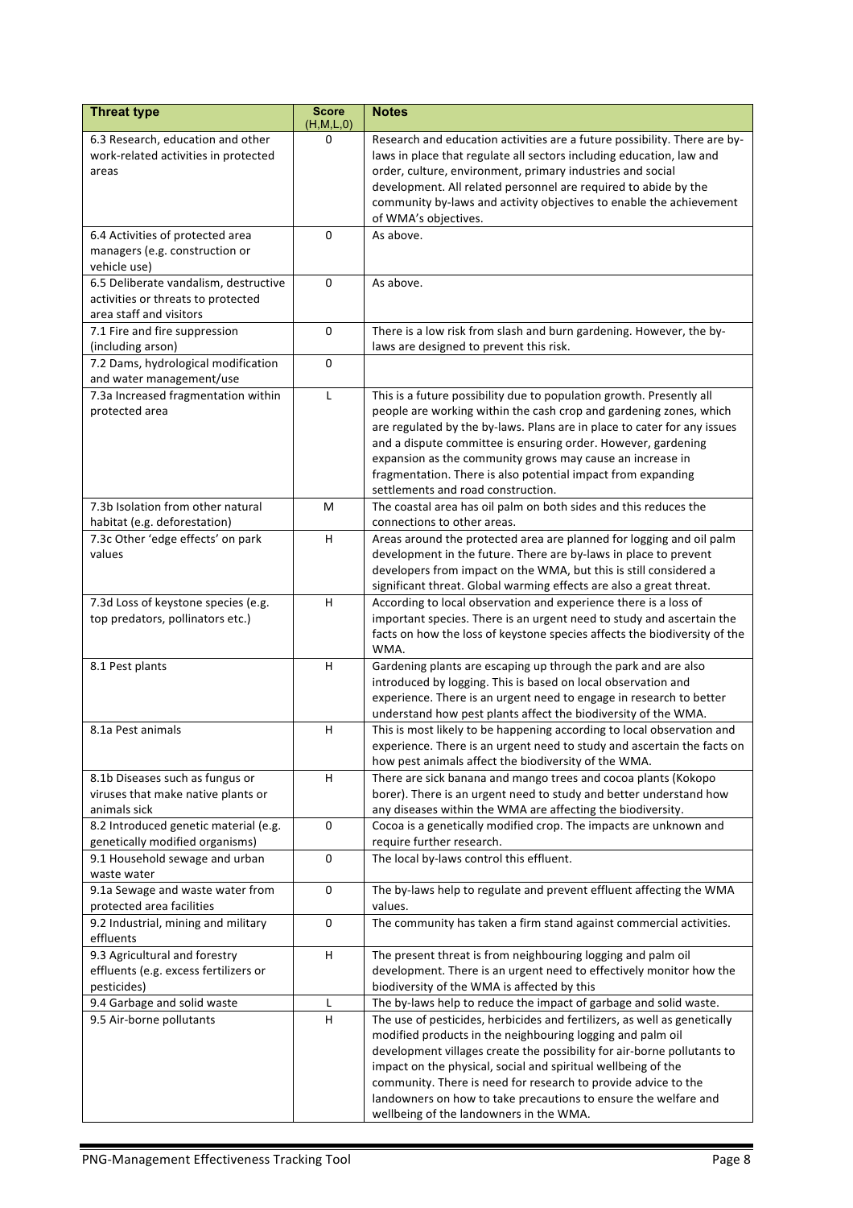| Threat type | Score (H,M,L,0) | Notes |
|---|---|---|
| 6.3 Research, education and other work-related activities in protected areas | 0 | Research and education activities are a future possibility. There are by-laws in place that regulate all sectors including education, law and order, culture, environment, primary industries and social development. All related personnel are required to abide by the community by-laws and activity objectives to enable the achievement of WMA's objectives. |
| 6.4 Activities of protected area managers (e.g. construction or vehicle use) | 0 | As above. |
| 6.5 Deliberate vandalism, destructive activities or threats to protected area staff and visitors | 0 | As above. |
| 7.1 Fire and fire suppression (including arson) | 0 | There is a low risk from slash and burn gardening. However, the by-laws are designed to prevent this risk. |
| 7.2 Dams, hydrological modification and water management/use | 0 | |
| 7.3a Increased fragmentation within protected area | L | This is a future possibility due to population growth. Presently all people are working within the cash crop and gardening zones, which are regulated by the by-laws. Plans are in place to cater for any issues and a dispute committee is ensuring order. However, gardening expansion as the community grows may cause an increase in fragmentation. There is also potential impact from expanding settlements and road construction. |
| 7.3b Isolation from other natural habitat (e.g. deforestation) | M | The coastal area has oil palm on both sides and this reduces the connections to other areas. |
| 7.3c Other 'edge effects' on park values | H | Areas around the protected area are planned for logging and oil palm development in the future. There are by-laws in place to prevent developers from impact on the WMA, but this is still considered a significant threat. Global warming effects are also a great threat. |
| 7.3d Loss of keystone species (e.g. top predators, pollinators etc.) | H | According to local observation and experience there is a loss of important species. There is an urgent need to study and ascertain the facts on how the loss of keystone species affects the biodiversity of the WMA. |
| 8.1 Pest plants | H | Gardening plants are escaping up through the park and are also introduced by logging. This is based on local observation and experience. There is an urgent need to engage in research to better understand how pest plants affect the biodiversity of the WMA. |
| 8.1a Pest animals | H | This is most likely to be happening according to local observation and experience. There is an urgent need to study and ascertain the facts on how pest animals affect the biodiversity of the WMA. |
| 8.1b Diseases such as fungus or viruses that make native plants or animals sick | H | There are sick banana and mango trees and cocoa plants (Kokopo borer). There is an urgent need to study and better understand how any diseases within the WMA are affecting the biodiversity. |
| 8.2 Introduced genetic material (e.g. genetically modified organisms) | 0 | Cocoa is a genetically modified crop. The impacts are unknown and require further research. |
| 9.1 Household sewage and urban waste water | 0 | The local by-laws control this effluent. |
| 9.1a Sewage and waste water from protected area facilities | 0 | The by-laws help to regulate and prevent effluent affecting the WMA values. |
| 9.2 Industrial, mining and military effluents | 0 | The community has taken a firm stand against commercial activities. |
| 9.3 Agricultural and forestry effluents (e.g. excess fertilizers or pesticides) | H | The present threat is from neighbouring logging and palm oil development. There is an urgent need to effectively monitor how the biodiversity of the WMA is affected by this |
| 9.4 Garbage and solid waste | L | The by-laws help to reduce the impact of garbage and solid waste. |
| 9.5 Air-borne pollutants | H | The use of pesticides, herbicides and fertilizers, as well as genetically modified products in the neighbouring logging and palm oil development villages create the possibility for air-borne pollutants to impact on the physical, social and spiritual wellbeing of the community. There is need for research to provide advice to the landowners on how to take precautions to ensure the welfare and wellbeing of the landowners in the WMA. |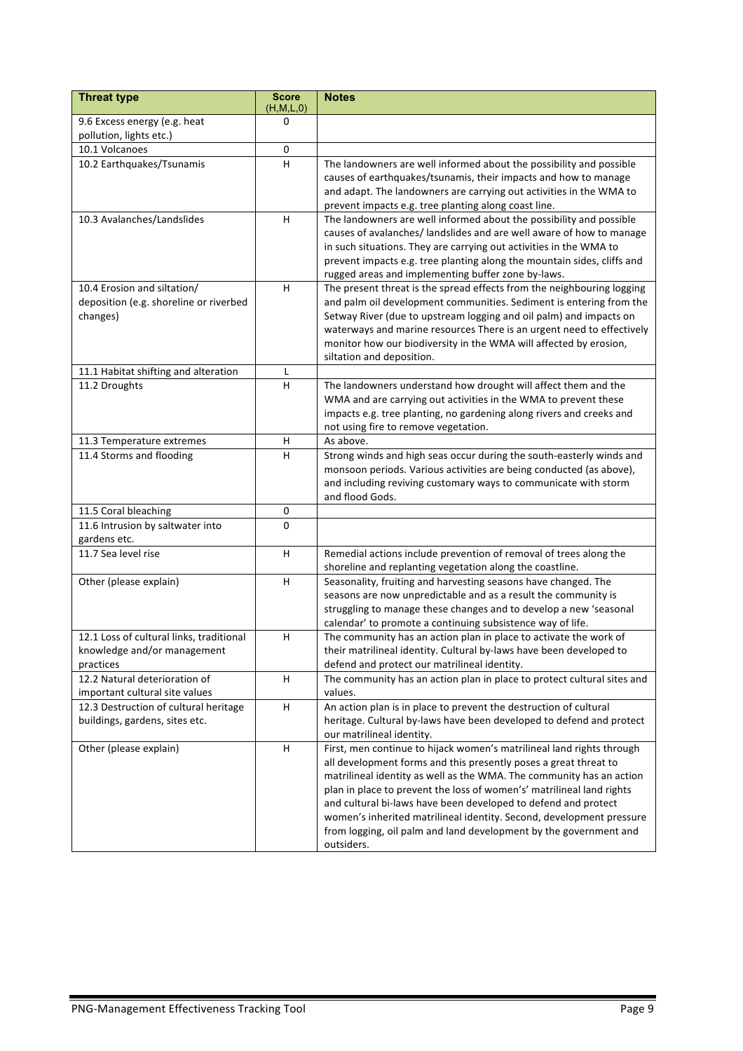| Threat type | Score (H,M,L,0) | Notes |
| --- | --- | --- |
| 9.6 Excess energy (e.g. heat pollution, lights etc.) | 0 | |
| 10.1 Volcanoes | 0 | |
| 10.2 Earthquakes/Tsunamis | H | The landowners are well informed about the possibility and possible causes of earthquakes/tsunamis, their impacts and how to manage and adapt. The landowners are carrying out activities in the WMA to prevent impacts e.g. tree planting along coast line. |
| 10.3 Avalanches/Landslides | H | The landowners are well informed about the possibility and possible causes of avalanches/ landslides and are well aware of how to manage in such situations. They are carrying out activities in the WMA to prevent impacts e.g. tree planting along the mountain sides, cliffs and rugged areas and implementing buffer zone by-laws. |
| 10.4 Erosion and siltation/ deposition (e.g. shoreline or riverbed changes) | H | The present threat is the spread effects from the neighbouring logging and palm oil development communities. Sediment is entering from the Setway River (due to upstream logging and oil palm) and impacts on waterways and marine resources There is an urgent need to effectively monitor how our biodiversity in the WMA will affected by erosion, siltation and deposition. |
| 11.1 Habitat shifting and alteration | L | |
| 11.2 Droughts | H | The landowners understand how drought will affect them and the WMA and are carrying out activities in the WMA to prevent these impacts e.g. tree planting, no gardening along rivers and creeks and not using fire to remove vegetation. |
| 11.3 Temperature extremes | H | As above. |
| 11.4 Storms and flooding | H | Strong winds and high seas occur during the south-easterly winds and monsoon periods. Various activities are being conducted (as above), and including reviving customary ways to communicate with storm and flood Gods. |
| 11.5 Coral bleaching | 0 | |
| 11.6 Intrusion by saltwater into gardens etc. | 0 | |
| 11.7 Sea level rise | H | Remedial actions include prevention of removal of trees along the shoreline and replanting vegetation along the coastline. |
| Other (please explain) | H | Seasonality, fruiting and harvesting seasons have changed. The seasons are now unpredictable and as a result the community is struggling to manage these changes and to develop a new 'seasonal calendar' to promote a continuing subsistence way of life. |
| 12.1 Loss of cultural links, traditional knowledge and/or management practices | H | The community has an action plan in place to activate the work of their matrilineal identity. Cultural by-laws have been developed to defend and protect our matrilineal identity. |
| 12.2 Natural deterioration of important cultural site values | H | The community has an action plan in place to protect cultural sites and values. |
| 12.3 Destruction of cultural heritage buildings, gardens, sites etc. | H | An action plan is in place to prevent the destruction of cultural heritage. Cultural by-laws have been developed to defend and protect our matrilineal identity. |
| Other (please explain) | H | First, men continue to hijack women's matrilineal land rights through all development forms and this presently poses a great threat to matrilineal identity as well as the WMA. The community has an action plan in place to prevent the loss of women's' matrilineal land rights and cultural bi-laws have been developed to defend and protect women's inherited matrilineal identity. Second, development pressure from logging, oil palm and land development by the government and outsiders. |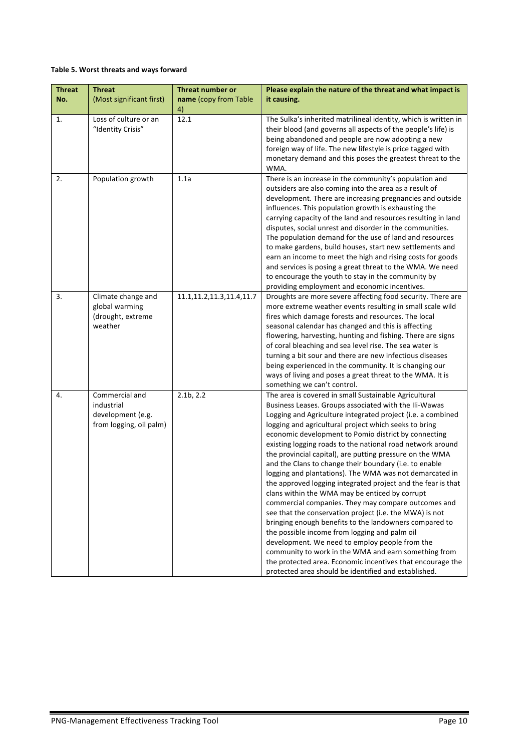**Table 5. Worst threats and ways forward**

| Threat No. | Threat (Most significant first) | Threat number or name (copy from Table 4) | Please explain the nature of the threat and what impact is it causing. |
|---|---|---|---|
| 1. | Loss of culture or an "Identity Crisis" | 12.1 | The Sulka's inherited matrilineal identity, which is written in their blood (and governs all aspects of the people's life) is being abandoned and people are now adopting a new foreign way of life. The new lifestyle is price tagged with monetary demand and this poses the greatest threat to the WMA. |
| 2. | Population growth | 1.1a | There is an increase in the community's population and outsiders are also coming into the area as a result of development. There are increasing pregnancies and outside influences. This population growth is exhausting the carrying capacity of the land and resources resulting in land disputes, social unrest and disorder in the communities. The population demand for the use of land and resources to make gardens, build houses, start new settlements and earn an income to meet the high and rising costs for goods and services is posing a great threat to the WMA. We need to encourage the youth to stay in the community by providing employment and economic incentives. |
| 3. | Climate change and global warming (drought, extreme weather | 11.1,11.2,11.3,11.4,11.7 | Droughts are more severe affecting food security. There are more extreme weather events resulting in small scale wild fires which damage forests and resources. The local seasonal calendar has changed and this is affecting flowering, harvesting, hunting and fishing. There are signs of coral bleaching and sea level rise. The sea water is turning a bit sour and there are new infectious diseases being experienced in the community. It is changing our ways of living and poses a great threat to the WMA. It is something we can't control. |
| 4. | Commercial and industrial development (e.g. from logging, oil palm) | 2.1b, 2.2 | The area is covered in small Sustainable Agricultural Business Leases. Groups associated with the Ili-Wawas Logging and Agriculture integrated project (i.e. a combined logging and agricultural project which seeks to bring economic development to Pomio district by connecting existing logging roads to the national road network around the provincial capital), are putting pressure on the WMA and the Clans to change their boundary (i.e. to enable logging and plantations). The WMA was not demarcated in the approved logging integrated project and the fear is that clans within the WMA may be enticed by corrupt commercial companies. They may compare outcomes and see that the conservation project (i.e. the MWA) is not bringing enough benefits to the landowners compared to the possible income from logging and palm oil development. We need to employ people from the community to work in the WMA and earn something from the protected area. Economic incentives that encourage the protected area should be identified and established. |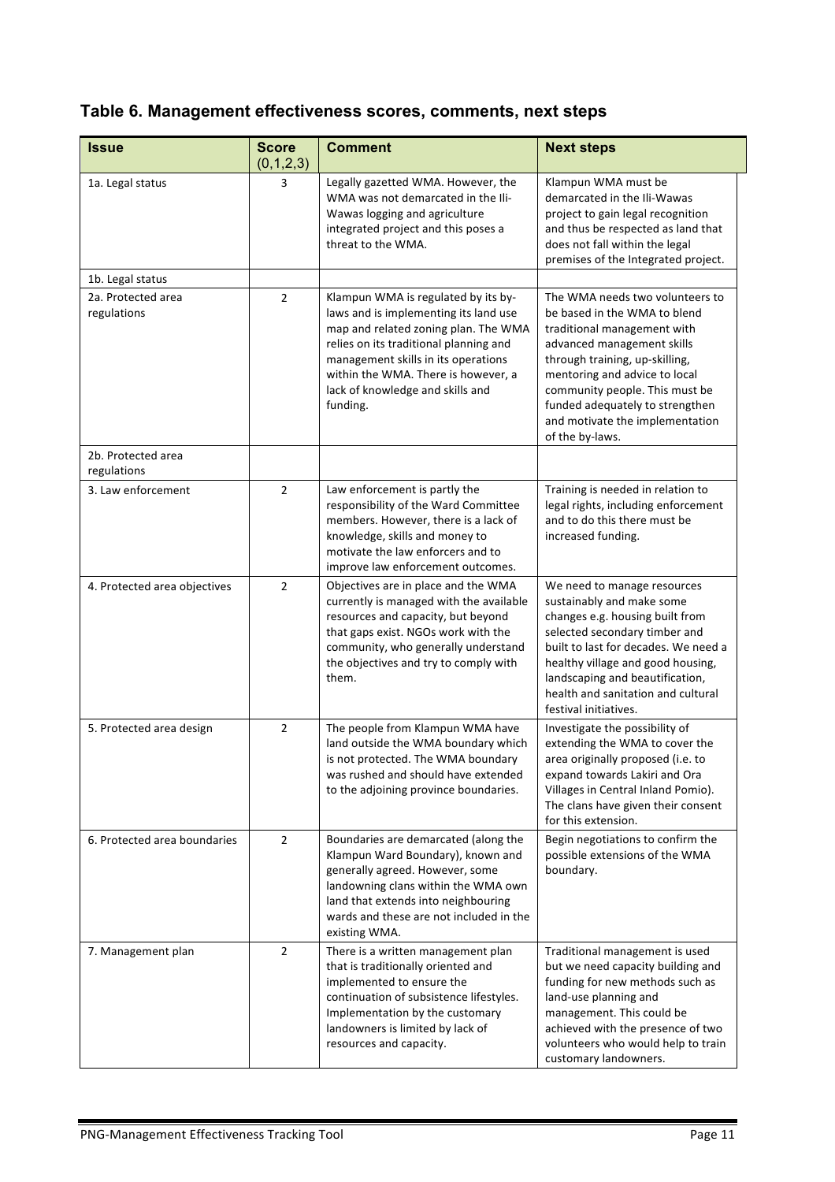## Table 6. Management effectiveness scores, comments, next steps

| Issue | Score (0,1,2,3) | Comment | Next steps |
|---|---|---|---|
| 1a. Legal status | 3 | Legally gazetted WMA. However, the WMA was not demarcated in the Ili-Wawas logging and agriculture integrated project and this poses a threat to the WMA. | Klampun WMA must be demarcated in the Ili-Wawas project to gain legal recognition and thus be respected as land that does not fall within the legal premises of the Integrated project. |
| 1b. Legal status | | | |
| 2a. Protected area regulations | 2 | Klampun WMA is regulated by its by-laws and is implementing its land use map and related zoning plan. The WMA relies on its traditional planning and management skills in its operations within the WMA. There is however, a lack of knowledge and skills and funding. | The WMA needs two volunteers to be based in the WMA to blend traditional management with advanced management skills through training, up-skilling, mentoring and advice to local community people. This must be funded adequately to strengthen and motivate the implementation of the by-laws. |
| 2b. Protected area regulations | | | |
| 3. Law enforcement | 2 | Law enforcement is partly the responsibility of the Ward Committee members. However, there is a lack of knowledge, skills and money to motivate the law enforcers and to improve law enforcement outcomes. | Training is needed in relation to legal rights, including enforcement and to do this there must be increased funding. |
| 4. Protected area objectives | 2 | Objectives are in place and the WMA currently is managed with the available resources and capacity, but beyond that gaps exist. NGOs work with the community, who generally understand the objectives and try to comply with them. | We need to manage resources sustainably and make some changes e.g. housing built from selected secondary timber and built to last for decades. We need a healthy village and good housing, landscaping and beautification, health and sanitation and cultural festival initiatives. |
| 5. Protected area design | 2 | The people from Klampun WMA have land outside the WMA boundary which is not protected. The WMA boundary was rushed and should have extended to the adjoining province boundaries. | Investigate the possibility of extending the WMA to cover the area originally proposed (i.e. to expand towards Lakiri and Ora Villages in Central Inland Pomio). The clans have given their consent for this extension. |
| 6. Protected area boundaries | 2 | Boundaries are demarcated (along the Klampun Ward Boundary), known and generally agreed. However, some landowning clans within the WMA own land that extends into neighbouring wards and these are not included in the existing WMA. | Begin negotiations to confirm the possible extensions of the WMA boundary. |
| 7. Management plan | 2 | There is a written management plan that is traditionally oriented and implemented to ensure the continuation of subsistence lifestyles. Implementation by the customary landowners is limited by lack of resources and capacity. | Traditional management is used but we need capacity building and funding for new methods such as land-use planning and management. This could be achieved with the presence of two volunteers who would help to train customary landowners. |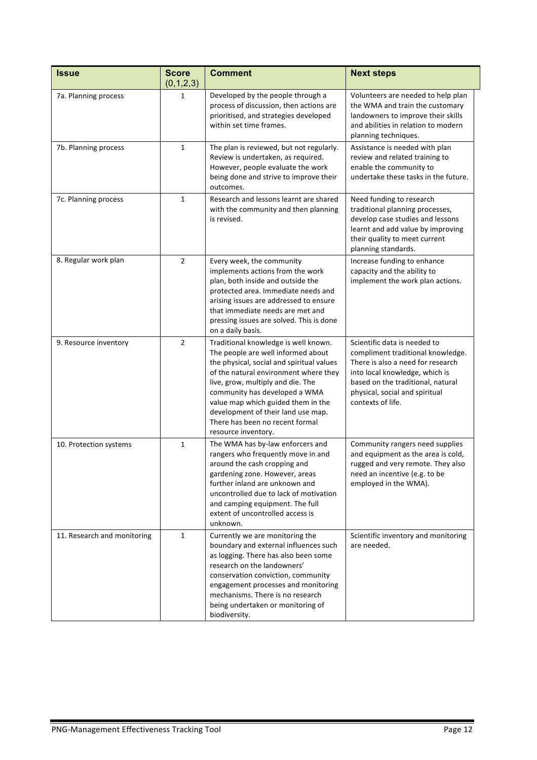| Issue | Score (0,1,2,3) | Comment | Next steps |
|---|---|---|---|
| 7a. Planning process | 1 | Developed by the people through a process of discussion, then actions are prioritised, and strategies developed within set time frames. | Volunteers are needed to help plan the WMA and train the customary landowners to improve their skills and abilities in relation to modern planning techniques. |
| 7b. Planning process | 1 | The plan is reviewed, but not regularly. Review is undertaken, as required. However, people evaluate the work being done and strive to improve their outcomes. | Assistance is needed with plan review and related training to enable the community to undertake these tasks in the future. |
| 7c. Planning process | 1 | Research and lessons learnt are shared with the community and then planning is revised. | Need funding to research traditional planning processes, develop case studies and lessons learnt and add value by improving their quality to meet current planning standards. |
| 8. Regular work plan | 2 | Every week, the community implements actions from the work plan, both inside and outside the protected area. Immediate needs and arising issues are addressed to ensure that immediate needs are met and pressing issues are solved. This is done on a daily basis. | Increase funding to enhance capacity and the ability to implement the work plan actions. |
| 9. Resource inventory | 2 | Traditional knowledge is well known. The people are well informed about the physical, social and spiritual values of the natural environment where they live, grow, multiply and die. The community has developed a WMA value map which guided them in the development of their land use map. There has been no recent formal resource inventory. | Scientific data is needed to compliment traditional knowledge. There is also a need for research into local knowledge, which is based on the traditional, natural physical, social and spiritual contexts of life. |
| 10. Protection systems | 1 | The WMA has by-law enforcers and rangers who frequently move in and around the cash cropping and gardening zone. However, areas further inland are unknown and uncontrolled due to lack of motivation and camping equipment. The full extent of uncontrolled access is unknown. | Community rangers need supplies and equipment as the area is cold, rugged and very remote. They also need an incentive (e.g. to be employed in the WMA). |
| 11. Research and monitoring | 1 | Currently we are monitoring the boundary and external influences such as logging. There has also been some research on the landowners' conservation conviction, community engagement processes and monitoring mechanisms. There is no research being undertaken or monitoring of biodiversity. | Scientific inventory and monitoring are needed. |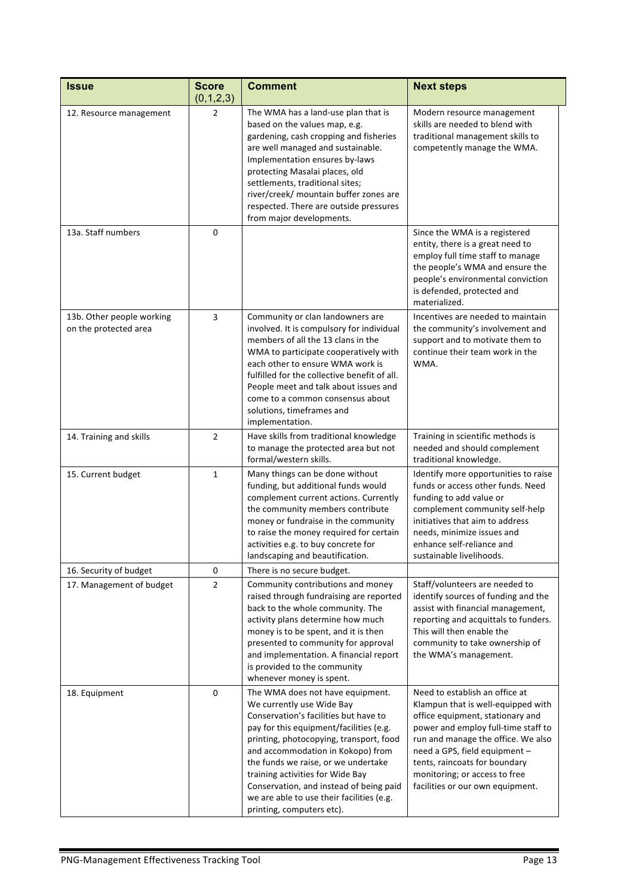| Issue | Score (0,1,2,3) | Comment | Next steps |
|---|---|---|---|
| 12. Resource management | 2 | The WMA has a land-use plan that is based on the values map, e.g. gardening, cash cropping and fisheries are well managed and sustainable. Implementation ensures by-laws protecting Masalai places, old settlements, traditional sites; river/creek/ mountain buffer zones are respected. There are outside pressures from major developments. | Modern resource management skills are needed to blend with traditional management skills to competently manage the WMA. |
| 13a. Staff numbers | 0 | | Since the WMA is a registered entity, there is a great need to employ full time staff to manage the people's WMA and ensure the people's environmental conviction is defended, protected and materialized. |
| 13b. Other people working on the protected area | 3 | Community or clan landowners are involved. It is compulsory for individual members of all the 13 clans in the WMA to participate cooperatively with each other to ensure WMA work is fulfilled for the collective benefit of all. People meet and talk about issues and come to a common consensus about solutions, timeframes and implementation. | Incentives are needed to maintain the community's involvement and support and to motivate them to continue their team work in the WMA. |
| 14. Training and skills | 2 | Have skills from traditional knowledge to manage the protected area but not formal/western skills. | Training in scientific methods is needed and should complement traditional knowledge. |
| 15. Current budget | 1 | Many things can be done without funding, but additional funds would complement current actions. Currently the community members contribute money or fundraise in the community to raise the money required for certain activities e.g. to buy concrete for landscaping and beautification. | Identify more opportunities to raise funds or access other funds. Need funding to add value or complement community self-help initiatives that aim to address needs, minimize issues and enhance self-reliance and sustainable livelihoods. |
| 16. Security of budget | 0 | There is no secure budget. | |
| 17. Management of budget | 2 | Community contributions and money raised through fundraising are reported back to the whole community. The activity plans determine how much money is to be spent, and it is then presented to community for approval and implementation. A financial report is provided to the community whenever money is spent. | Staff/volunteers are needed to identify sources of funding and the assist with financial management, reporting and acquittals to funders. This will then enable the community to take ownership of the WMA's management. |
| 18. Equipment | 0 | The WMA does not have equipment. We currently use Wide Bay Conservation's facilities but have to pay for this equipment/facilities (e.g. printing, photocopying, transport, food and accommodation in Kokopo) from the funds we raise, or we undertake training activities for Wide Bay Conservation, and instead of being paid we are able to use their facilities (e.g. printing, computers etc). | Need to establish an office at Klampun that is well-equipped with office equipment, stationary and power and employ full-time staff to run and manage the office. We also need a GPS, field equipment – tents, raincoats for boundary monitoring; or access to free facilities or our own equipment. |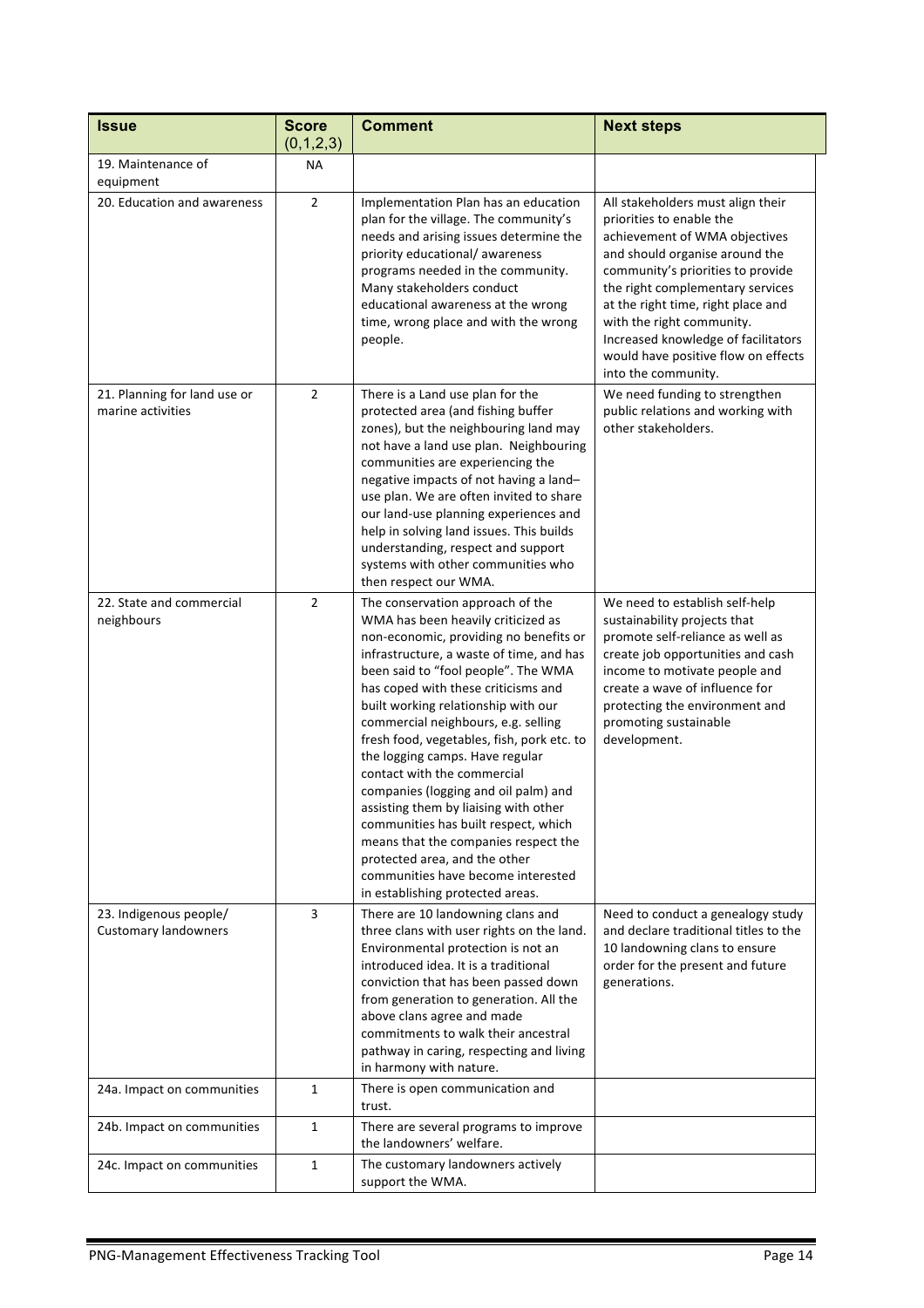| Issue | Score (0,1,2,3) | Comment | Next steps |
|---|---|---|---|
| 19. Maintenance of equipment | NA | | |
| 20. Education and awareness | 2 | Implementation Plan has an education plan for the village. The community's needs and arising issues determine the priority educational/ awareness programs needed in the community. Many stakeholders conduct educational awareness at the wrong time, wrong place and with the wrong people. | All stakeholders must align their priorities to enable the achievement of WMA objectives and should organise around the community's priorities to provide the right complementary services at the right time, right place and with the right community. Increased knowledge of facilitators would have positive flow on effects into the community. |
| 21. Planning for land use or marine activities | 2 | There is a Land use plan for the protected area (and fishing buffer zones), but the neighbouring land may not have a land use plan. Neighbouring communities are experiencing the negative impacts of not having a land–use plan. We are often invited to share our land-use planning experiences and help in solving land issues. This builds understanding, respect and support systems with other communities who then respect our WMA. | We need funding to strengthen public relations and working with other stakeholders. |
| 22. State and commercial neighbours | 2 | The conservation approach of the WMA has been heavily criticized as non-economic, providing no benefits or infrastructure, a waste of time, and has been said to "fool people". The WMA has coped with these criticisms and built working relationship with our commercial neighbours, e.g. selling fresh food, vegetables, fish, pork etc. to the logging camps. Have regular contact with the commercial companies (logging and oil palm) and assisting them by liaising with other communities has built respect, which means that the companies respect the protected area, and the other communities have become interested in establishing protected areas. | We need to establish self-help sustainability projects that promote self-reliance as well as create job opportunities and cash income to motivate people and create a wave of influence for protecting the environment and promoting sustainable development. |
| 23. Indigenous people/ Customary landowners | 3 | There are 10 landowning clans and three clans with user rights on the land. Environmental protection is not an introduced idea. It is a traditional conviction that has been passed down from generation to generation. All the above clans agree and made commitments to walk their ancestral pathway in caring, respecting and living in harmony with nature. | Need to conduct a genealogy study and declare traditional titles to the 10 landowning clans to ensure order for the present and future generations. |
| 24a. Impact on communities | 1 | There is open communication and trust. | |
| 24b. Impact on communities | 1 | There are several programs to improve the landowners' welfare. | |
| 24c. Impact on communities | 1 | The customary landowners actively support the WMA. | |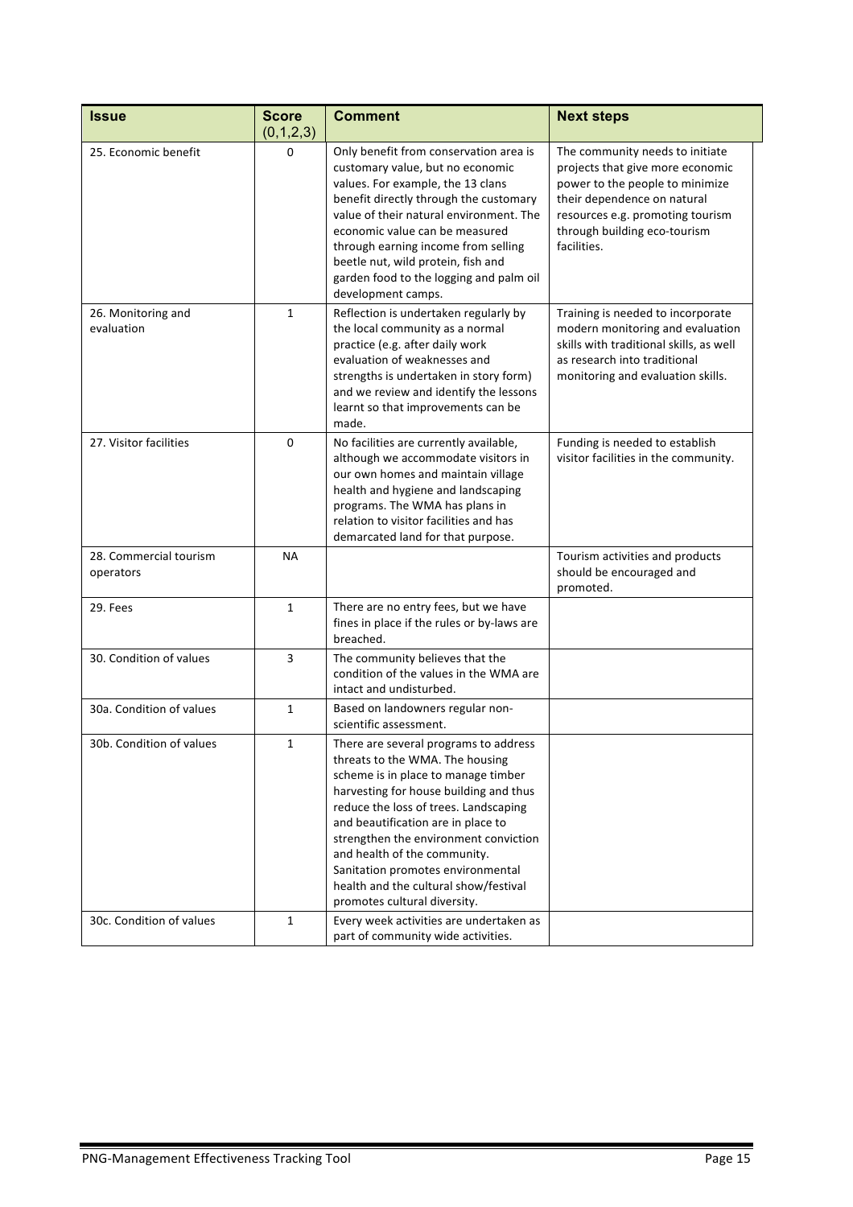| Issue | Score (0,1,2,3) | Comment | Next steps |
|---|---|---|---|
| 25. Economic benefit | 0 | Only benefit from conservation area is customary value, but no economic values. For example, the 13 clans benefit directly through the customary value of their natural environment. The economic value can be measured through earning income from selling beetle nut, wild protein, fish and garden food to the logging and palm oil development camps. | The community needs to initiate projects that give more economic power to the people to minimize their dependence on natural resources e.g. promoting tourism through building eco-tourism facilities. |
| 26. Monitoring and evaluation | 1 | Reflection is undertaken regularly by the local community as a normal practice (e.g. after daily work evaluation of weaknesses and strengths is undertaken in story form) and we review and identify the lessons learnt so that improvements can be made. | Training is needed to incorporate modern monitoring and evaluation skills with traditional skills, as well as research into traditional monitoring and evaluation skills. |
| 27. Visitor facilities | 0 | No facilities are currently available, although we accommodate visitors in our own homes and maintain village health and hygiene and landscaping programs. The WMA has plans in relation to visitor facilities and has demarcated land for that purpose. | Funding is needed to establish visitor facilities in the community. |
| 28. Commercial tourism operators | NA | | Tourism activities and products should be encouraged and promoted. |
| 29. Fees | 1 | There are no entry fees, but we have fines in place if the rules or by-laws are breached. | |
| 30. Condition of values | 3 | The community believes that the condition of the values in the WMA are intact and undisturbed. | |
| 30a. Condition of values | 1 | Based on landowners regular non-scientific assessment. | |
| 30b. Condition of values | 1 | There are several programs to address threats to the WMA. The housing scheme is in place to manage timber harvesting for house building and thus reduce the loss of trees. Landscaping and beautification are in place to strengthen the environment conviction and health of the community. Sanitation promotes environmental health and the cultural show/festival promotes cultural diversity. | |
| 30c. Condition of values | 1 | Every week activities are undertaken as part of community wide activities. | |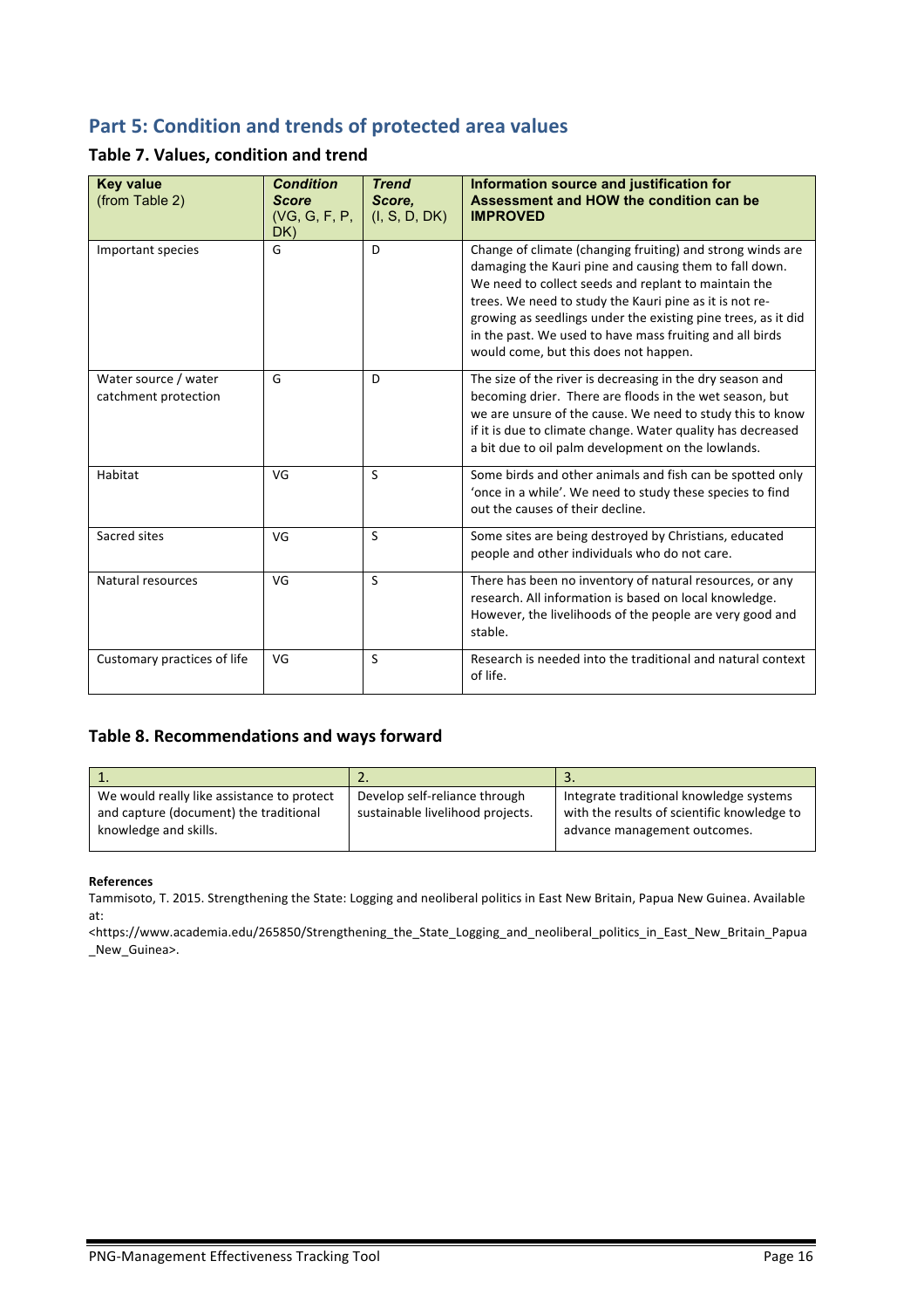## Part 5: Condition and trends of protected area values

### Table 7. Values, condition and trend

| Key value (from Table 2) | *Condition Score* (VG, G, F, P, DK) | *Trend Score,* (I, S, D, DK) | Information source and justification for Assessment and HOW the condition can be IMPROVED |
|---|---|---|---|
| Important species | G | D | Change of climate (changing fruiting) and strong winds are damaging the Kauri pine and causing them to fall down. We need to collect seeds and replant to maintain the trees. We need to study the Kauri pine as it is not re-growing as seedlings under the existing pine trees, as it did in the past. We used to have mass fruiting and all birds would come, but this does not happen. |
| Water source / water catchment protection | G | D | The size of the river is decreasing in the dry season and becoming drier. There are floods in the wet season, but we are unsure of the cause. We need to study this to know if it is due to climate change. Water quality has decreased a bit due to oil palm development on the lowlands. |
| Habitat | VG | S | Some birds and other animals and fish can be spotted only 'once in a while'. We need to study these species to find out the causes of their decline. |
| Sacred sites | VG | S | Some sites are being destroyed by Christians, educated people and other individuals who do not care. |
| Natural resources | VG | S | There has been no inventory of natural resources, or any research. All information is based on local knowledge. However, the livelihoods of the people are very good and stable. |
| Customary practices of life | VG | S | Research is needed into the traditional and natural context of life. |

### Table 8. Recommendations and ways forward

| 1. | 2. | 3. |
|---|---|---|
| We would really like assistance to protect and capture (document) the traditional knowledge and skills. | Develop self-reliance through sustainable livelihood projects. | Integrate traditional knowledge systems with the results of scientific knowledge to advance management outcomes. |

**References**

Tammisoto, T. 2015. Strengthening the State: Logging and neoliberal politics in East New Britain, Papua New Guinea. Available at: <https://www.academia.edu/265850/Strengthening_the_State_Logging_and_neoliberal_politics_in_East_New_Britain_Papua_New_Guinea>.